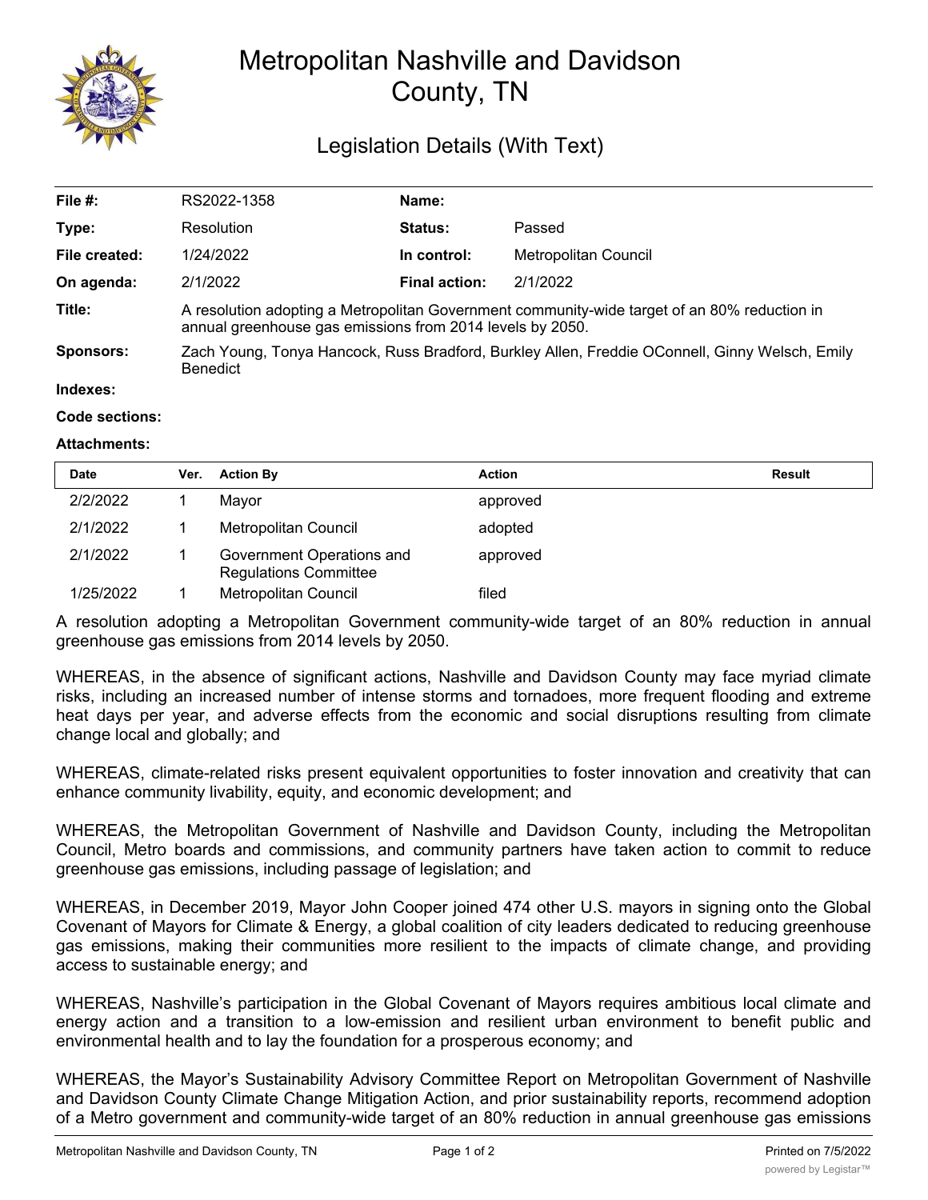# Metropolitan Nashville and Davidson County, TN

## Legislation Details (With Text)

| | | | |
|---|---|---|---|
| **File #:** | RS2022-1358 | **Name:** | |
| **Type:** | Resolution | **Status:** | Passed |
| **File created:** | 1/24/2022 | **In control:** | Metropolitan Council |
| **On agenda:** | 2/1/2022 | **Final action:** | 2/1/2022 |
| **Title:** | A resolution adopting a Metropolitan Government community-wide target of an 80% reduction in annual greenhouse gas emissions from 2014 levels by 2050. | | |
| **Sponsors:** | Zach Young, Tonya Hancock, Russ Bradford, Burkley Allen, Freddie OConnell, Ginny Welsch, Emily Benedict | | |
| **Indexes:** | | | |
| **Code sections:** | | | |
| **Attachments:** | | | |

| Date | Ver. | Action By | Action | Result |
|---|---|---|---|---|
| 2/2/2022 | 1 | Mayor | approved | |
| 2/1/2022 | 1 | Metropolitan Council | adopted | |
| 2/1/2022 | 1 | Government Operations and Regulations Committee | approved | |
| 1/25/2022 | 1 | Metropolitan Council | filed | |

A resolution adopting a Metropolitan Government community-wide target of an 80% reduction in annual greenhouse gas emissions from 2014 levels by 2050.

WHEREAS, in the absence of significant actions, Nashville and Davidson County may face myriad climate risks, including an increased number of intense storms and tornadoes, more frequent flooding and extreme heat days per year, and adverse effects from the economic and social disruptions resulting from climate change local and globally; and

WHEREAS, climate-related risks present equivalent opportunities to foster innovation and creativity that can enhance community livability, equity, and economic development; and

WHEREAS, the Metropolitan Government of Nashville and Davidson County, including the Metropolitan Council, Metro boards and commissions, and community partners have taken action to commit to reduce greenhouse gas emissions, including passage of legislation; and

WHEREAS, in December 2019, Mayor John Cooper joined 474 other U.S. mayors in signing onto the Global Covenant of Mayors for Climate & Energy, a global coalition of city leaders dedicated to reducing greenhouse gas emissions, making their communities more resilient to the impacts of climate change, and providing access to sustainable energy; and

WHEREAS, Nashville's participation in the Global Covenant of Mayors requires ambitious local climate and energy action and a transition to a low-emission and resilient urban environment to benefit public and environmental health and to lay the foundation for a prosperous economy; and

WHEREAS, the Mayor's Sustainability Advisory Committee Report on Metropolitan Government of Nashville and Davidson County Climate Change Mitigation Action, and prior sustainability reports, recommend adoption of a Metro government and community-wide target of an 80% reduction in annual greenhouse gas emissions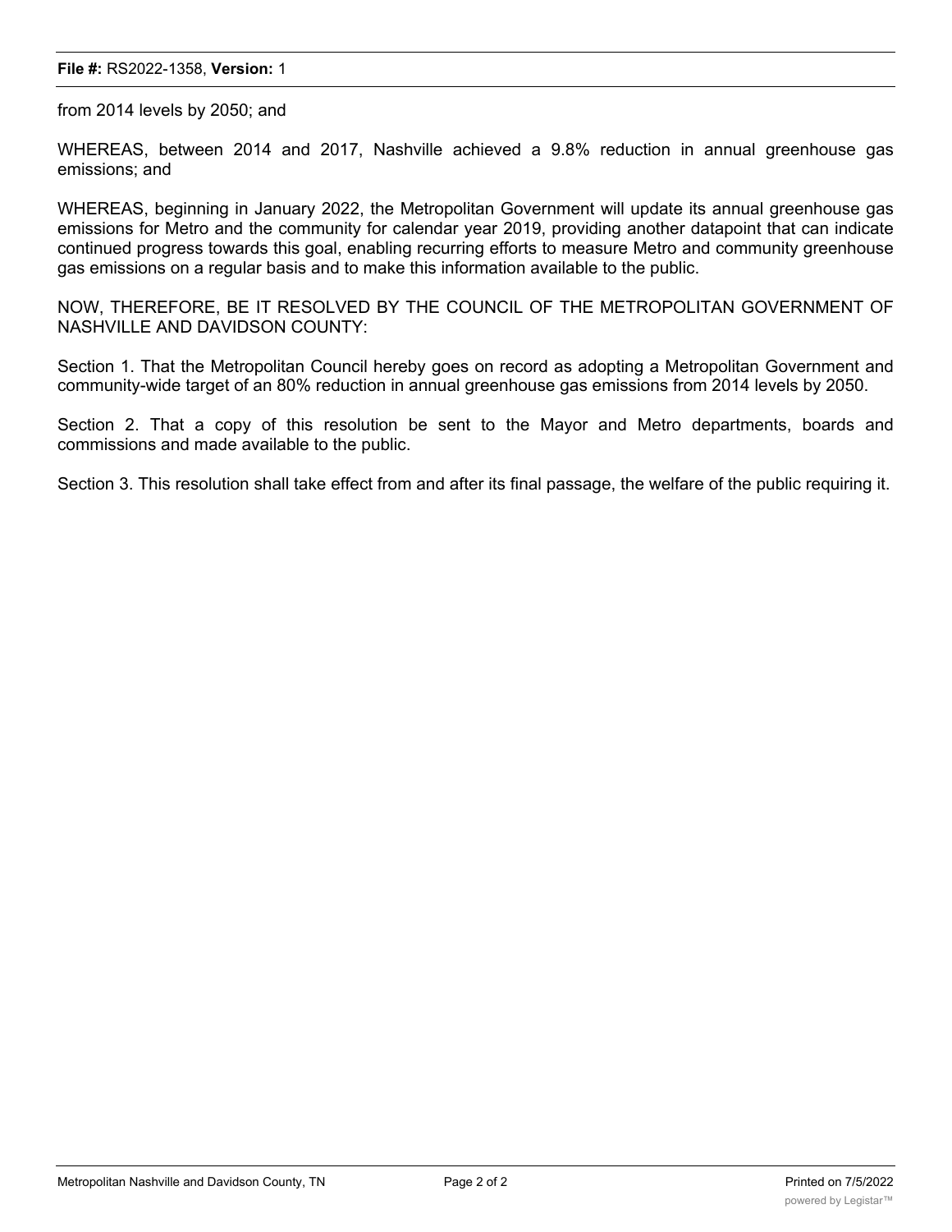from 2014 levels by 2050; and

WHEREAS, between 2014 and 2017, Nashville achieved a 9.8% reduction in annual greenhouse gas emissions; and

WHEREAS, beginning in January 2022, the Metropolitan Government will update its annual greenhouse gas emissions for Metro and the community for calendar year 2019, providing another datapoint that can indicate continued progress towards this goal, enabling recurring efforts to measure Metro and community greenhouse gas emissions on a regular basis and to make this information available to the public.

NOW, THEREFORE, BE IT RESOLVED BY THE COUNCIL OF THE METROPOLITAN GOVERNMENT OF NASHVILLE AND DAVIDSON COUNTY:

Section 1. That the Metropolitan Council hereby goes on record as adopting a Metropolitan Government and community-wide target of an 80% reduction in annual greenhouse gas emissions from 2014 levels by 2050.

Section 2. That a copy of this resolution be sent to the Mayor and Metro departments, boards and commissions and made available to the public.

Section 3. This resolution shall take effect from and after its final passage, the welfare of the public requiring it.